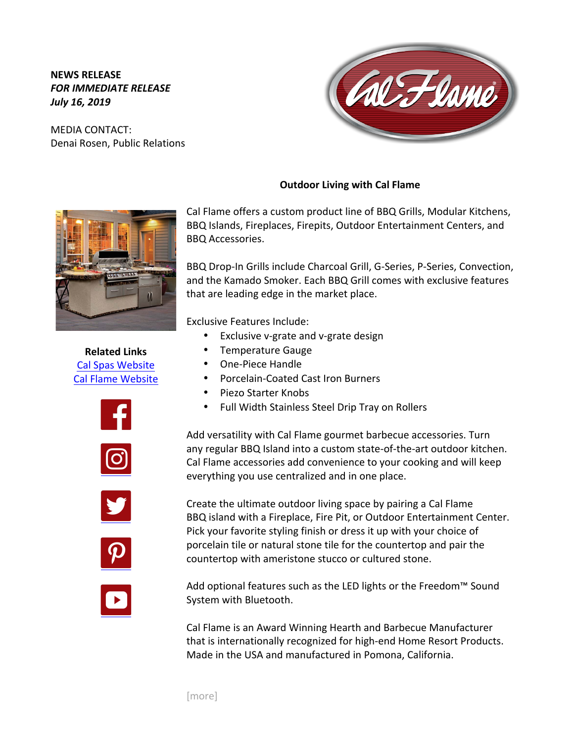**NEWS RELEASE**
***FOR IMMEDIATE RELEASE***
***July 16, 2019***

MEDIA CONTACT:
Denai Rosen, Public Relations

## Outdoor Living with Cal Flame

Cal Flame offers a custom product line of BBQ Grills, Modular Kitchens, BBQ Islands, Fireplaces, Firepits, Outdoor Entertainment Centers, and BBQ Accessories.

BBQ Drop-In Grills include Charcoal Grill, G-Series, P-Series, Convection, and the Kamado Smoker. Each BBQ Grill comes with exclusive features that are leading edge in the market place.

Exclusive Features Include:

- Exclusive v-grate and v-grate design
- Temperature Gauge
- One-Piece Handle
- Porcelain-Coated Cast Iron Burners
- Piezo Starter Knobs
- Full Width Stainless Steel Drip Tray on Rollers

Add versatility with Cal Flame gourmet barbecue accessories. Turn any regular BBQ Island into a custom state-of-the-art outdoor kitchen. Cal Flame accessories add convenience to your cooking and will keep everything you use centralized and in one place.

Create the ultimate outdoor living space by pairing a Cal Flame BBQ island with a Fireplace, Fire Pit, or Outdoor Entertainment Center. Pick your favorite styling finish or dress it up with your choice of porcelain tile or natural stone tile for the countertop and pair the countertop with ameristone stucco or cultured stone.

Add optional features such as the LED lights or the Freedom™ Sound System with Bluetooth.

Cal Flame is an Award Winning Hearth and Barbecue Manufacturer that is internationally recognized for high-end Home Resort Products. Made in the USA and manufactured in Pomona, California.

**Related Links**
[Cal Spas Website]
[Cal Flame Website]

[more]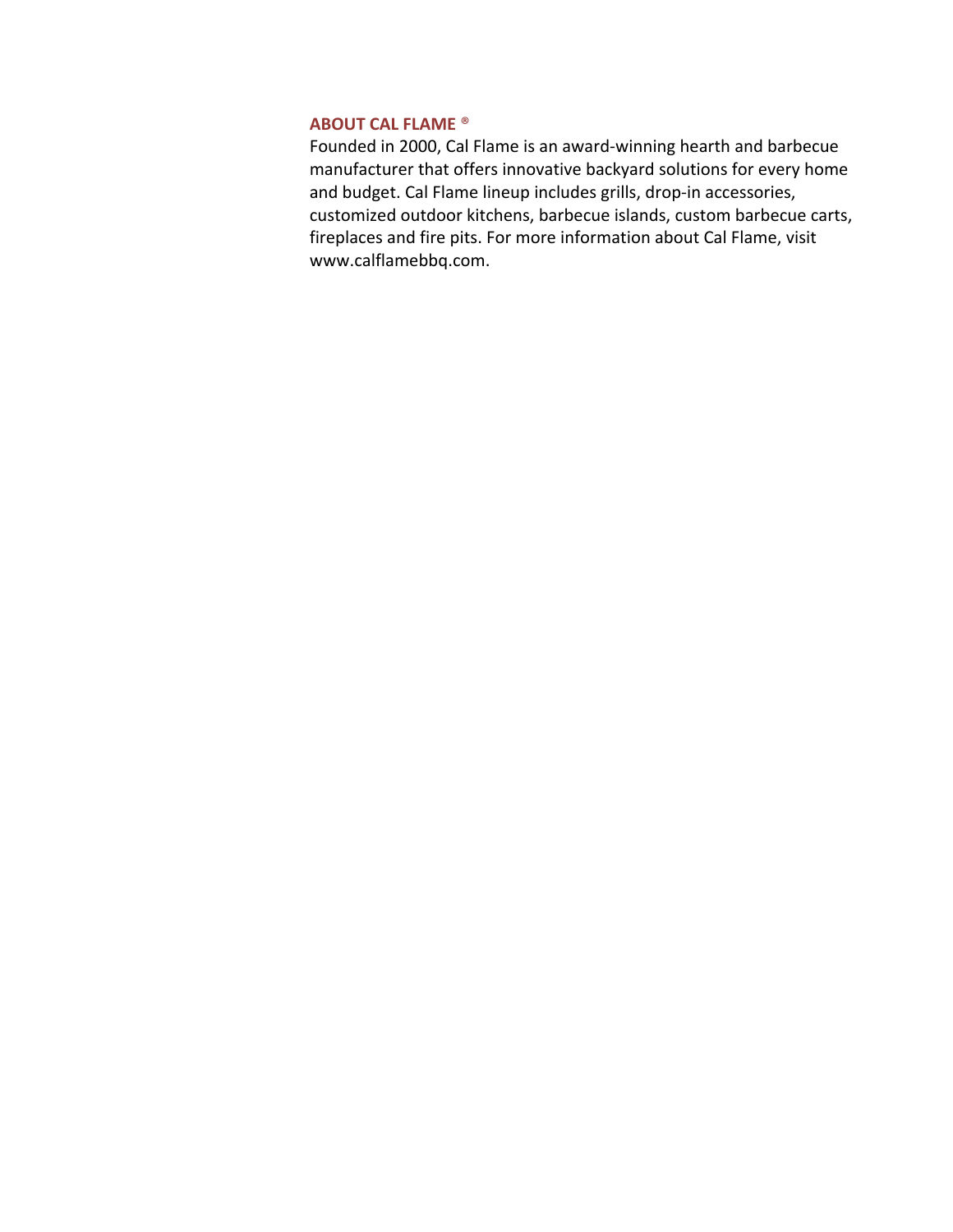## ABOUT CAL FLAME ®

Founded in 2000, Cal Flame is an award-winning hearth and barbecue manufacturer that offers innovative backyard solutions for every home and budget. Cal Flame lineup includes grills, drop-in accessories, customized outdoor kitchens, barbecue islands, custom barbecue carts, fireplaces and fire pits. For more information about Cal Flame, visit www.calflamebbq.com.